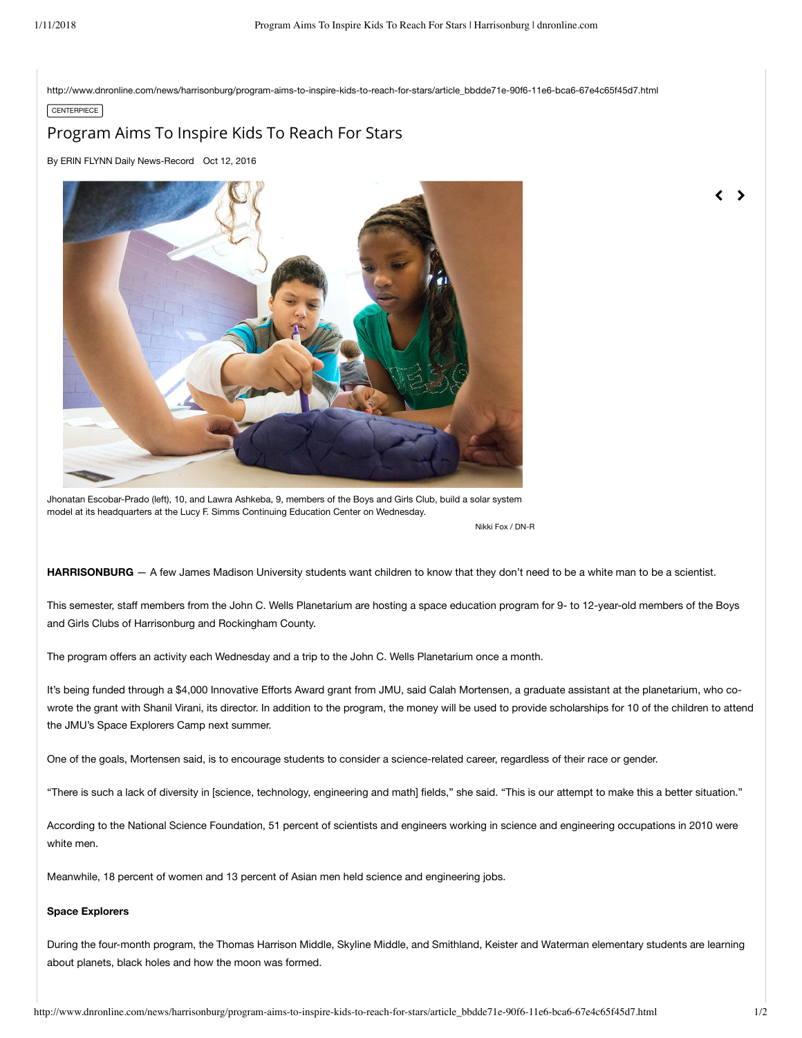http://www.dnronline.com/news/harrisonburg/program-aims-to-inspire-kids-to-reach-for-stars/article_bbdde71e-90f6-11e6-bca6-67e4c65f45d7.html

CENTERPIECE

# Program Aims To Inspire Kids To Reach For Stars

By ERIN FLYNN Daily News-Record Oct 12, 2016

Jhonatan Escobar-Prado (left), 10, and Lawra Ashkeba, 9, members of the Boys and Girls Club, build a solar system model at its headquarters at the Lucy F. Simms Continuing Education Center on Wednesday.

Nikki Fox / DN-R

**HARRISONBURG** — A few James Madison University students want children to know that they don't need to be a white man to be a scientist.

This semester, staff members from the John C. Wells Planetarium are hosting a space education program for 9- to 12-year-old members of the Boys and Girls Clubs of Harrisonburg and Rockingham County.

The program offers an activity each Wednesday and a trip to the John C. Wells Planetarium once a month.

It's being funded through a $4,000 Innovative Efforts Award grant from JMU, said Calah Mortensen, a graduate assistant at the planetarium, who co-wrote the grant with Shanil Virani, its director. In addition to the program, the money will be used to provide scholarships for 10 of the children to attend the JMU's Space Explorers Camp next summer.

One of the goals, Mortensen said, is to encourage students to consider a science-related career, regardless of their race or gender.

"There is such a lack of diversity in [science, technology, engineering and math] fields," she said. "This is our attempt to make this a better situation."

According to the National Science Foundation, 51 percent of scientists and engineers working in science and engineering occupations in 2010 were white men.

Meanwhile, 18 percent of women and 13 percent of Asian men held science and engineering jobs.

**Space Explorers**

During the four-month program, the Thomas Harrison Middle, Skyline Middle, and Smithland, Keister and Waterman elementary students are learning about planets, black holes and how the moon was formed.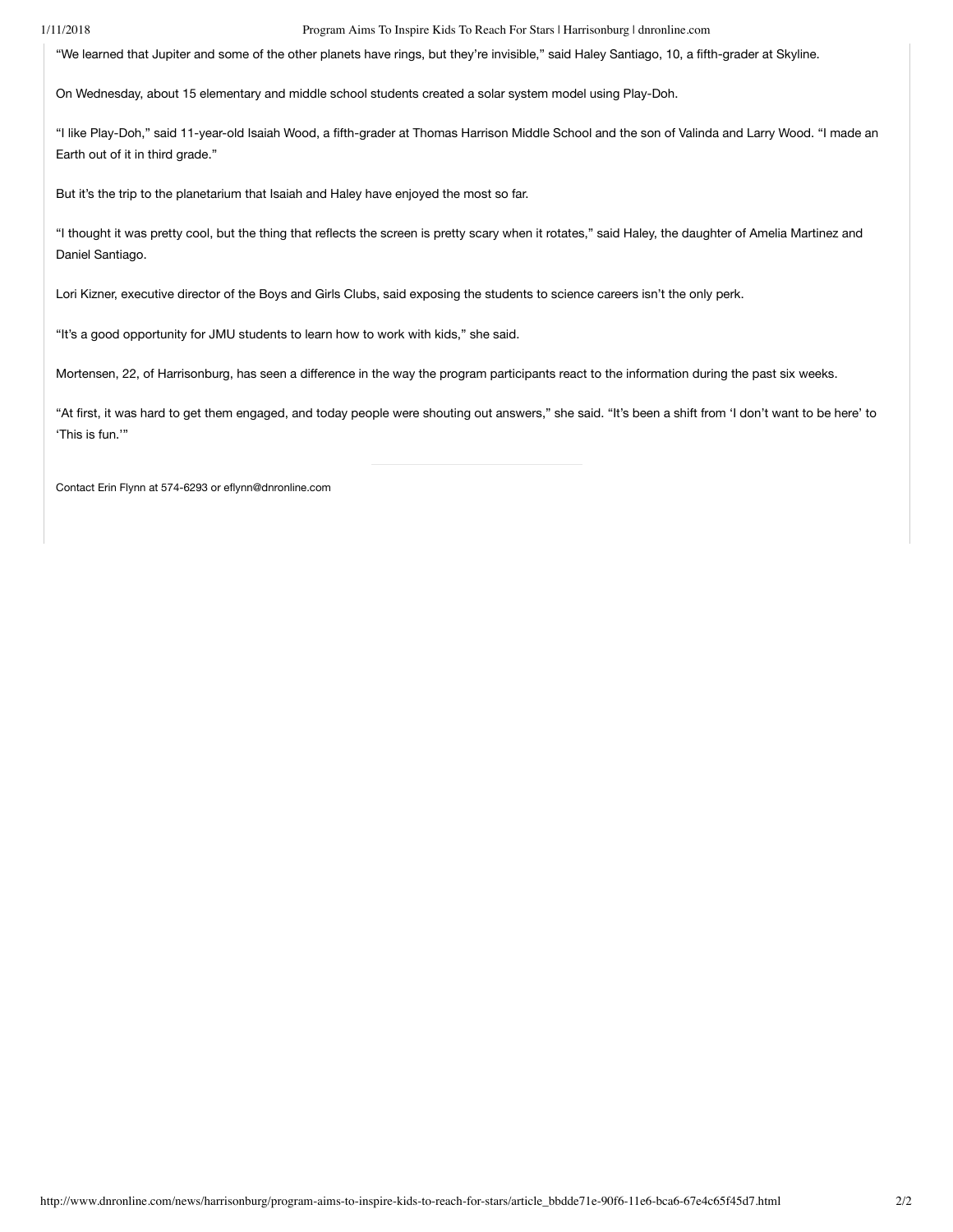“We learned that Jupiter and some of the other planets have rings, but they’re invisible,” said Haley Santiago, 10, a fifth-grader at Skyline.

On Wednesday, about 15 elementary and middle school students created a solar system model using Play-Doh.

“I like Play-Doh,” said 11-year-old Isaiah Wood, a fifth-grader at Thomas Harrison Middle School and the son of Valinda and Larry Wood. “I made an Earth out of it in third grade.”

But it’s the trip to the planetarium that Isaiah and Haley have enjoyed the most so far.

“I thought it was pretty cool, but the thing that reflects the screen is pretty scary when it rotates,” said Haley, the daughter of Amelia Martinez and Daniel Santiago.

Lori Kizner, executive director of the Boys and Girls Clubs, said exposing the students to science careers isn’t the only perk.

“It’s a good opportunity for JMU students to learn how to work with kids,” she said.

Mortensen, 22, of Harrisonburg, has seen a difference in the way the program participants react to the information during the past six weeks.

“At first, it was hard to get them engaged, and today people were shouting out answers,” she said. “It’s been a shift from ‘I don’t want to be here’ to ‘This is fun.’”

---

Contact Erin Flynn at 574-6293 or eflynn@dnronline.com